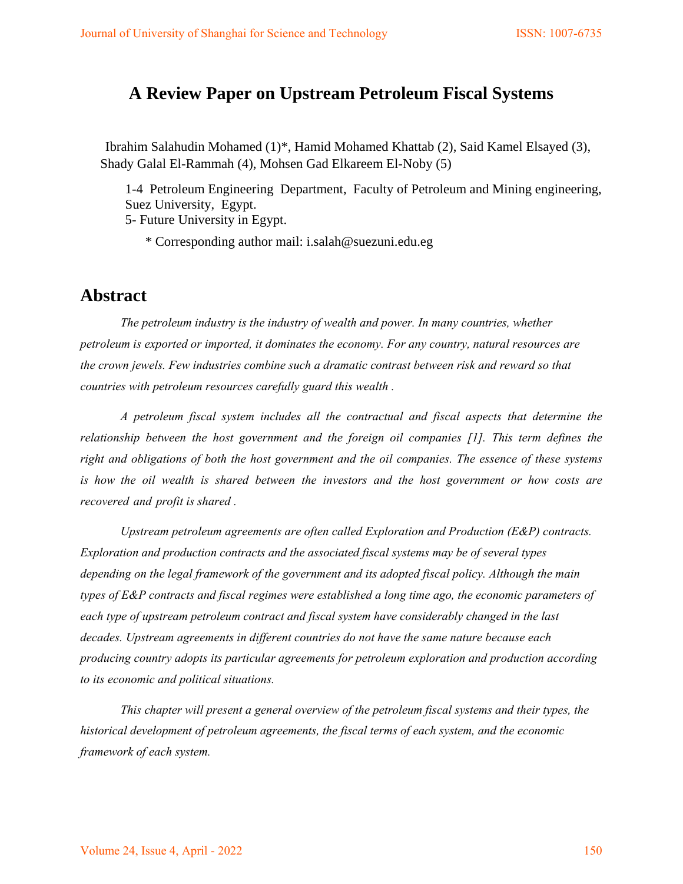# A Review Paper on Upstream Petroleum Fiscal Systems

Ibrahim Salahudin Mohamed (1)*, Hamid Mohamed Khattab (2), Said Kamel Elsayed (3), Shady Galal El-Rammah (4), Mohsen Gad Elkareem El-Noby (5)

1-4 Petroleum Engineering Department, Faculty of Petroleum and Mining engineering, Suez University, Egypt.
5- Future University in Egypt.

* Corresponding author mail: i.salah@suezuni.edu.eg

## Abstract

*The petroleum industry is the industry of wealth and power. In many countries, whether petroleum is exported or imported, it dominates the economy. For any country, natural resources are the crown jewels. Few industries combine such a dramatic contrast between risk and reward so that countries with petroleum resources carefully guard this wealth .*

*A petroleum fiscal system includes all the contractual and fiscal aspects that determine the relationship between the host government and the foreign oil companies [1]. This term defines the right and obligations of both the host government and the oil companies. The essence of these systems is how the oil wealth is shared between the investors and the host government or how costs are recovered and profit is shared .*

*Upstream petroleum agreements are often called Exploration and Production (E&P) contracts. Exploration and production contracts and the associated fiscal systems may be of several types depending on the legal framework of the government and its adopted fiscal policy. Although the main types of E&P contracts and fiscal regimes were established a long time ago, the economic parameters of each type of upstream petroleum contract and fiscal system have considerably changed in the last decades. Upstream agreements in different countries do not have the same nature because each producing country adopts its particular agreements for petroleum exploration and production according to its economic and political situations.*

*This chapter will present a general overview of the petroleum fiscal systems and their types, the historical development of petroleum agreements, the fiscal terms of each system, and the economic framework of each system.*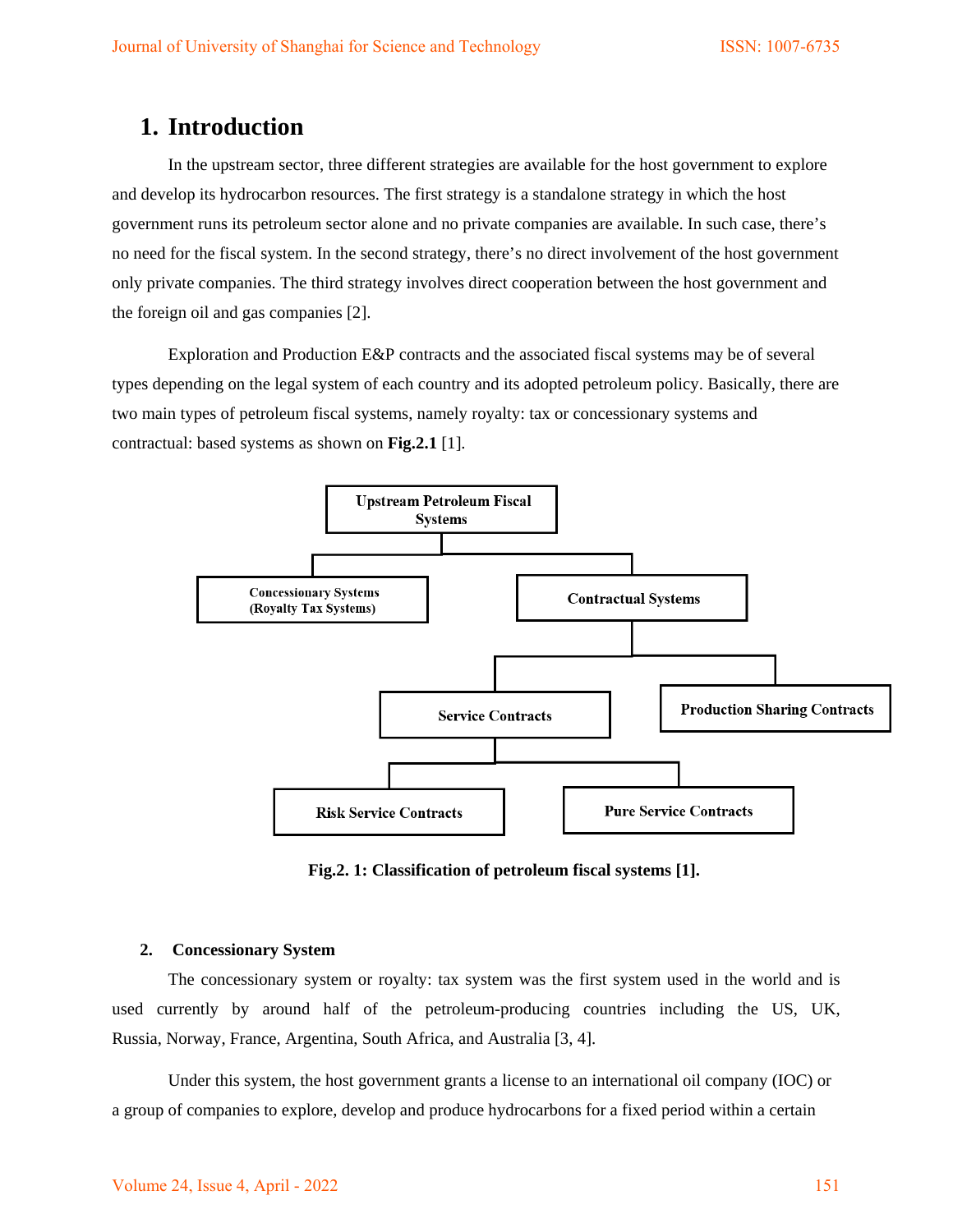# 1. Introduction

In the upstream sector, three different strategies are available for the host government to explore and develop its hydrocarbon resources. The first strategy is a standalone strategy in which the host government runs its petroleum sector alone and no private companies are available. In such case, there's no need for the fiscal system. In the second strategy, there's no direct involvement of the host government only private companies. The third strategy involves direct cooperation between the host government and the foreign oil and gas companies [2].

Exploration and Production E&P contracts and the associated fiscal systems may be of several types depending on the legal system of each country and its adopted petroleum policy. Basically, there are two main types of petroleum fiscal systems, namely royalty: tax or concessionary systems and contractual: based systems as shown on **Fig.2.1** [1].

- Upstream Petroleum Fiscal Systems
  - Concessionary Systems (Royalty Tax Systems)
  - Contractual Systems
    - Service Contracts
      - Risk Service Contracts
      - Pure Service Contracts
    - Production Sharing Contracts

**Fig.2. 1: Classification of petroleum fiscal systems [1].**

## 2. Concessionary System

The concessionary system or royalty: tax system was the first system used in the world and is used currently by around half of the petroleum-producing countries including the US, UK, Russia, Norway, France, Argentina, South Africa, and Australia [3, 4].

Under this system, the host government grants a license to an international oil company (IOC) or a group of companies to explore, develop and produce hydrocarbons for a fixed period within a certain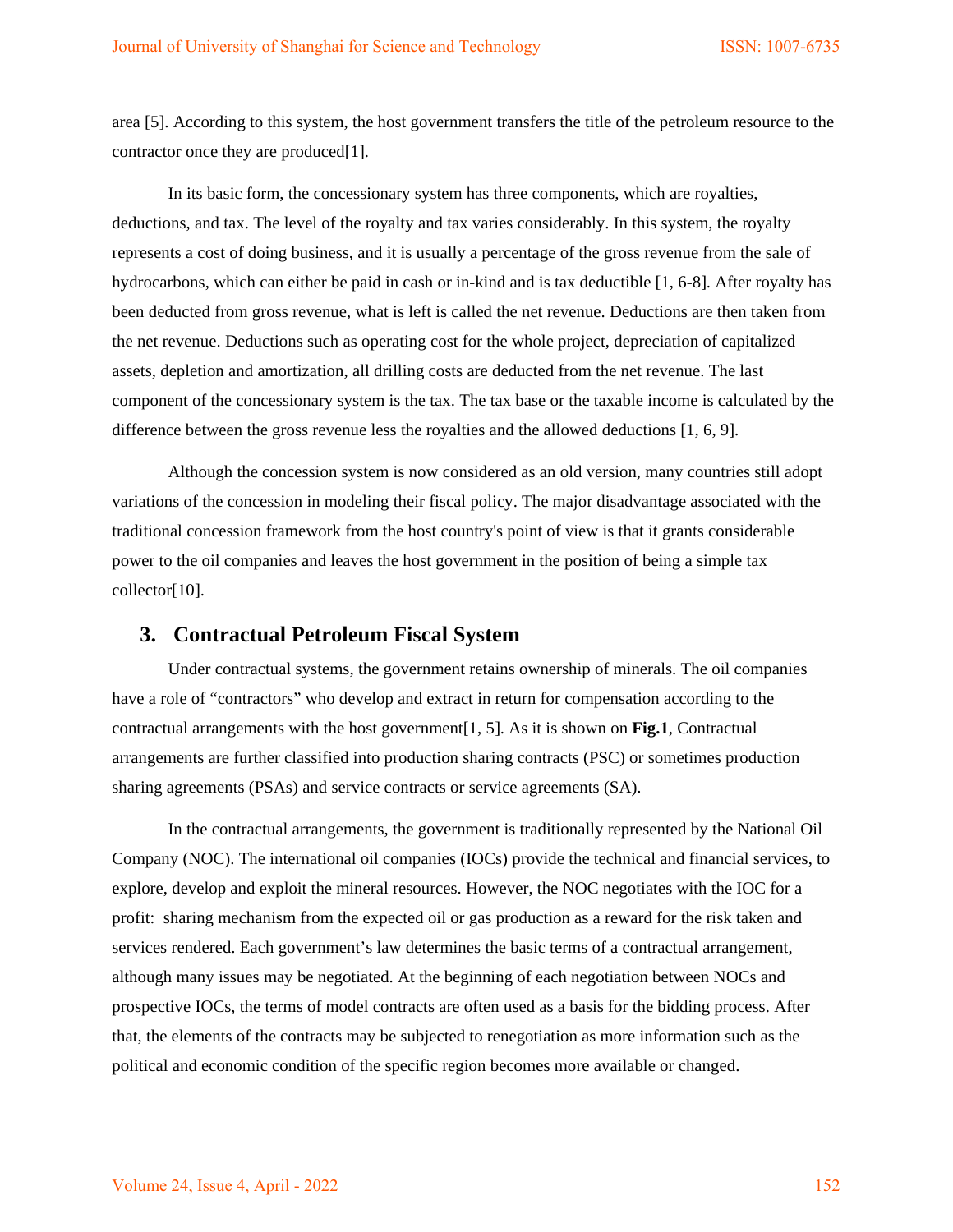area [5]. According to this system, the host government transfers the title of the petroleum resource to the contractor once they are produced[1].

In its basic form, the concessionary system has three components, which are royalties, deductions, and tax. The level of the royalty and tax varies considerably. In this system, the royalty represents a cost of doing business, and it is usually a percentage of the gross revenue from the sale of hydrocarbons, which can either be paid in cash or in-kind and is tax deductible [1, 6-8]. After royalty has been deducted from gross revenue, what is left is called the net revenue. Deductions are then taken from the net revenue. Deductions such as operating cost for the whole project, depreciation of capitalized assets, depletion and amortization, all drilling costs are deducted from the net revenue. The last component of the concessionary system is the tax. The tax base or the taxable income is calculated by the difference between the gross revenue less the royalties and the allowed deductions [1, 6, 9].

Although the concession system is now considered as an old version, many countries still adopt variations of the concession in modeling their fiscal policy. The major disadvantage associated with the traditional concession framework from the host country's point of view is that it grants considerable power to the oil companies and leaves the host government in the position of being a simple tax collector[10].

## 3. Contractual Petroleum Fiscal System

Under contractual systems, the government retains ownership of minerals. The oil companies have a role of "contractors" who develop and extract in return for compensation according to the contractual arrangements with the host government[1, 5]. As it is shown on **Fig.1**, Contractual arrangements are further classified into production sharing contracts (PSC) or sometimes production sharing agreements (PSAs) and service contracts or service agreements (SA).

In the contractual arrangements, the government is traditionally represented by the National Oil Company (NOC). The international oil companies (IOCs) provide the technical and financial services, to explore, develop and exploit the mineral resources. However, the NOC negotiates with the IOC for a profit: sharing mechanism from the expected oil or gas production as a reward for the risk taken and services rendered. Each government's law determines the basic terms of a contractual arrangement, although many issues may be negotiated. At the beginning of each negotiation between NOCs and prospective IOCs, the terms of model contracts are often used as a basis for the bidding process. After that, the elements of the contracts may be subjected to renegotiation as more information such as the political and economic condition of the specific region becomes more available or changed.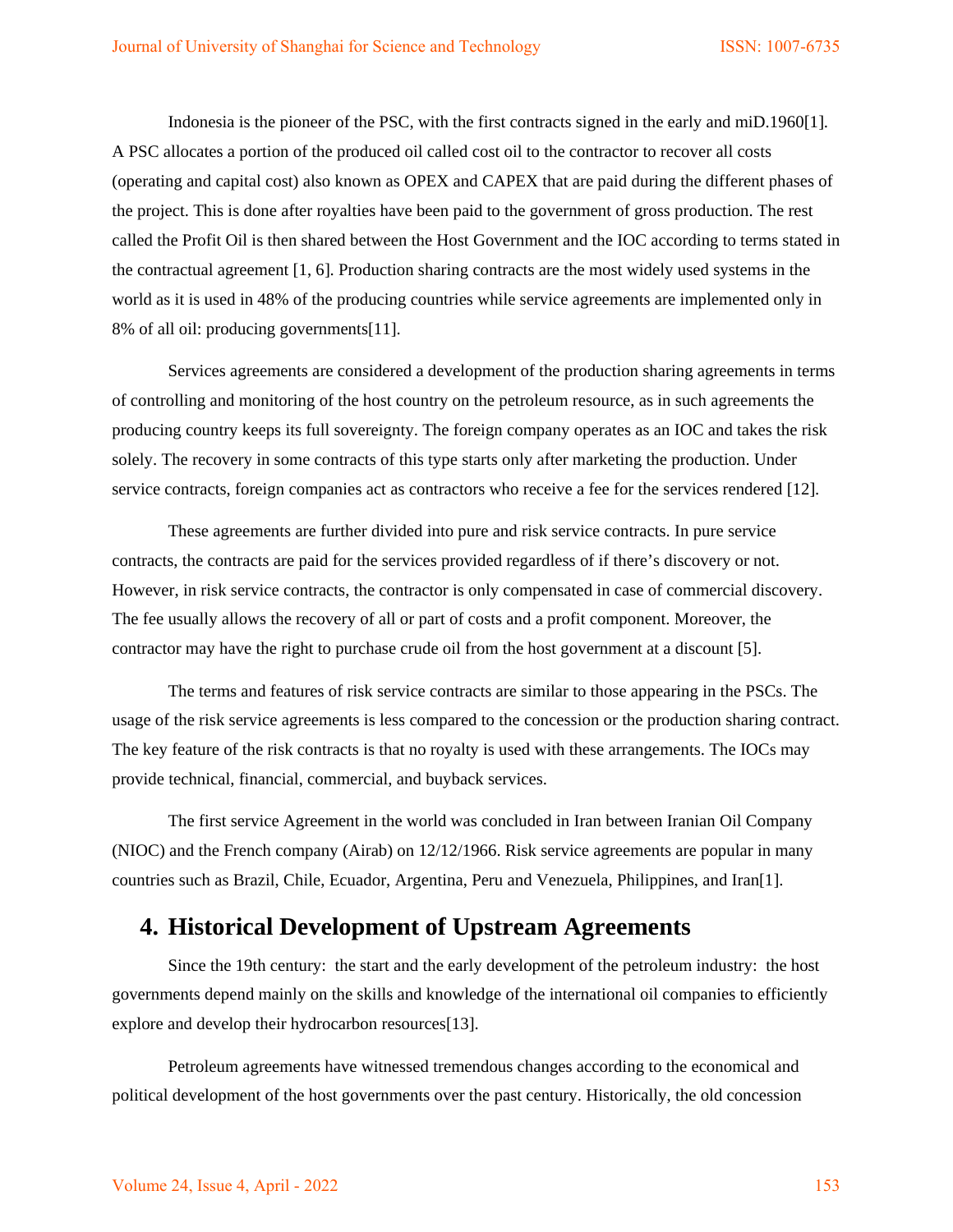Indonesia is the pioneer of the PSC, with the first contracts signed in the early and miD.1960[1]. A PSC allocates a portion of the produced oil called cost oil to the contractor to recover all costs (operating and capital cost) also known as OPEX and CAPEX that are paid during the different phases of the project. This is done after royalties have been paid to the government of gross production. The rest called the Profit Oil is then shared between the Host Government and the IOC according to terms stated in the contractual agreement [1, 6]. Production sharing contracts are the most widely used systems in the world as it is used in 48% of the producing countries while service agreements are implemented only in 8% of all oil: producing governments[11].

Services agreements are considered a development of the production sharing agreements in terms of controlling and monitoring of the host country on the petroleum resource, as in such agreements the producing country keeps its full sovereignty. The foreign company operates as an IOC and takes the risk solely. The recovery in some contracts of this type starts only after marketing the production. Under service contracts, foreign companies act as contractors who receive a fee for the services rendered [12].

These agreements are further divided into pure and risk service contracts. In pure service contracts, the contracts are paid for the services provided regardless of if there's discovery or not. However, in risk service contracts, the contractor is only compensated in case of commercial discovery. The fee usually allows the recovery of all or part of costs and a profit component. Moreover, the contractor may have the right to purchase crude oil from the host government at a discount [5].

The terms and features of risk service contracts are similar to those appearing in the PSCs. The usage of the risk service agreements is less compared to the concession or the production sharing contract. The key feature of the risk contracts is that no royalty is used with these arrangements. The IOCs may provide technical, financial, commercial, and buyback services.

The first service Agreement in the world was concluded in Iran between Iranian Oil Company (NIOC) and the French company (Airab) on 12/12/1966. Risk service agreements are popular in many countries such as Brazil, Chile, Ecuador, Argentina, Peru and Venezuela, Philippines, and Iran[1].

## 4. Historical Development of Upstream Agreements

Since the 19th century: the start and the early development of the petroleum industry: the host governments depend mainly on the skills and knowledge of the international oil companies to efficiently explore and develop their hydrocarbon resources[13].

Petroleum agreements have witnessed tremendous changes according to the economical and political development of the host governments over the past century. Historically, the old concession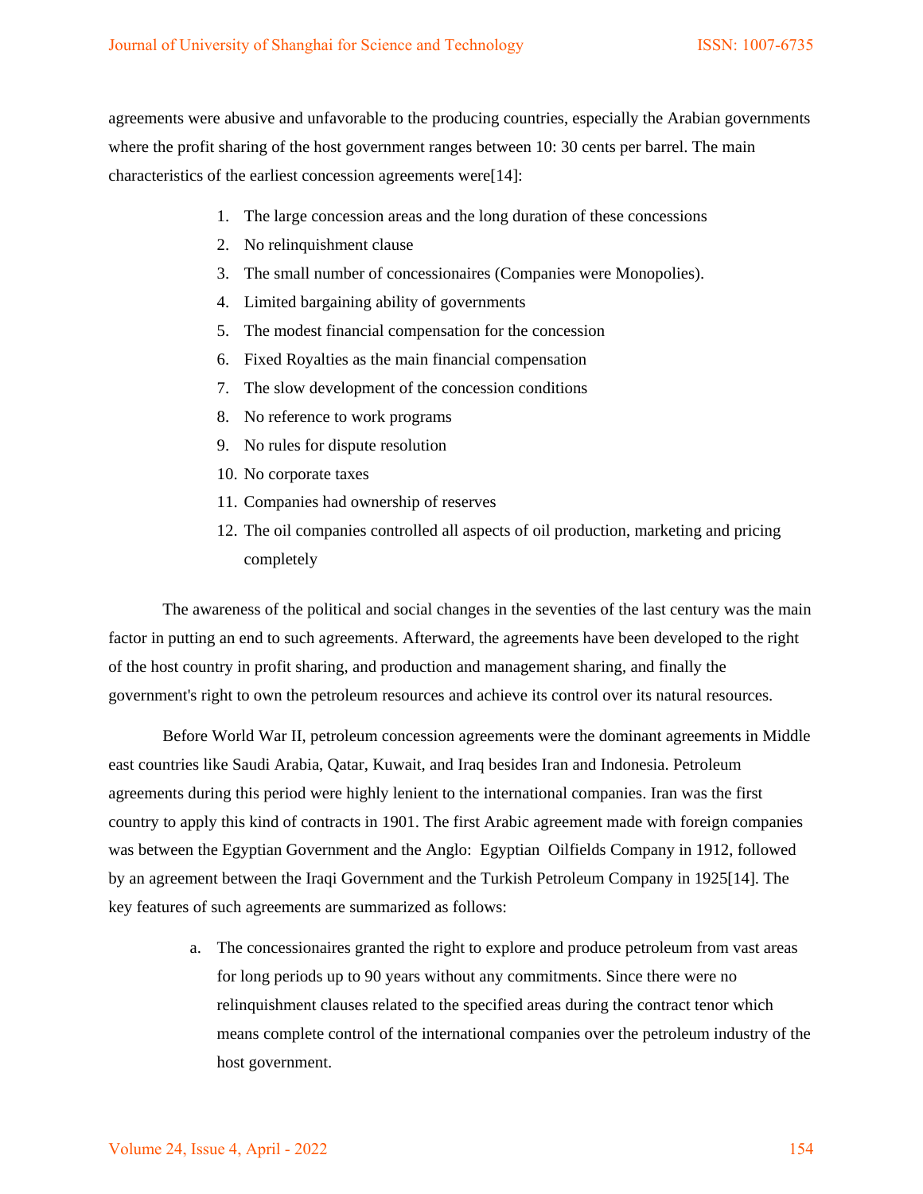agreements were abusive and unfavorable to the producing countries, especially the Arabian governments where the profit sharing of the host government ranges between 10: 30 cents per barrel. The main characteristics of the earliest concession agreements were[14]:

1. The large concession areas and the long duration of these concessions
2. No relinquishment clause
3. The small number of concessionaires (Companies were Monopolies).
4. Limited bargaining ability of governments
5. The modest financial compensation for the concession
6. Fixed Royalties as the main financial compensation
7. The slow development of the concession conditions
8. No reference to work programs
9. No rules for dispute resolution
10. No corporate taxes
11. Companies had ownership of reserves
12. The oil companies controlled all aspects of oil production, marketing and pricing completely

The awareness of the political and social changes in the seventies of the last century was the main factor in putting an end to such agreements. Afterward, the agreements have been developed to the right of the host country in profit sharing, and production and management sharing, and finally the government's right to own the petroleum resources and achieve its control over its natural resources.

Before World War II, petroleum concession agreements were the dominant agreements in Middle east countries like Saudi Arabia, Qatar, Kuwait, and Iraq besides Iran and Indonesia. Petroleum agreements during this period were highly lenient to the international companies. Iran was the first country to apply this kind of contracts in 1901. The first Arabic agreement made with foreign companies was between the Egyptian Government and the Anglo: Egyptian Oilfields Company in 1912, followed by an agreement between the Iraqi Government and the Turkish Petroleum Company in 1925[14]. The key features of such agreements are summarized as follows:

a. The concessionaires granted the right to explore and produce petroleum from vast areas for long periods up to 90 years without any commitments. Since there were no relinquishment clauses related to the specified areas during the contract tenor which means complete control of the international companies over the petroleum industry of the host government.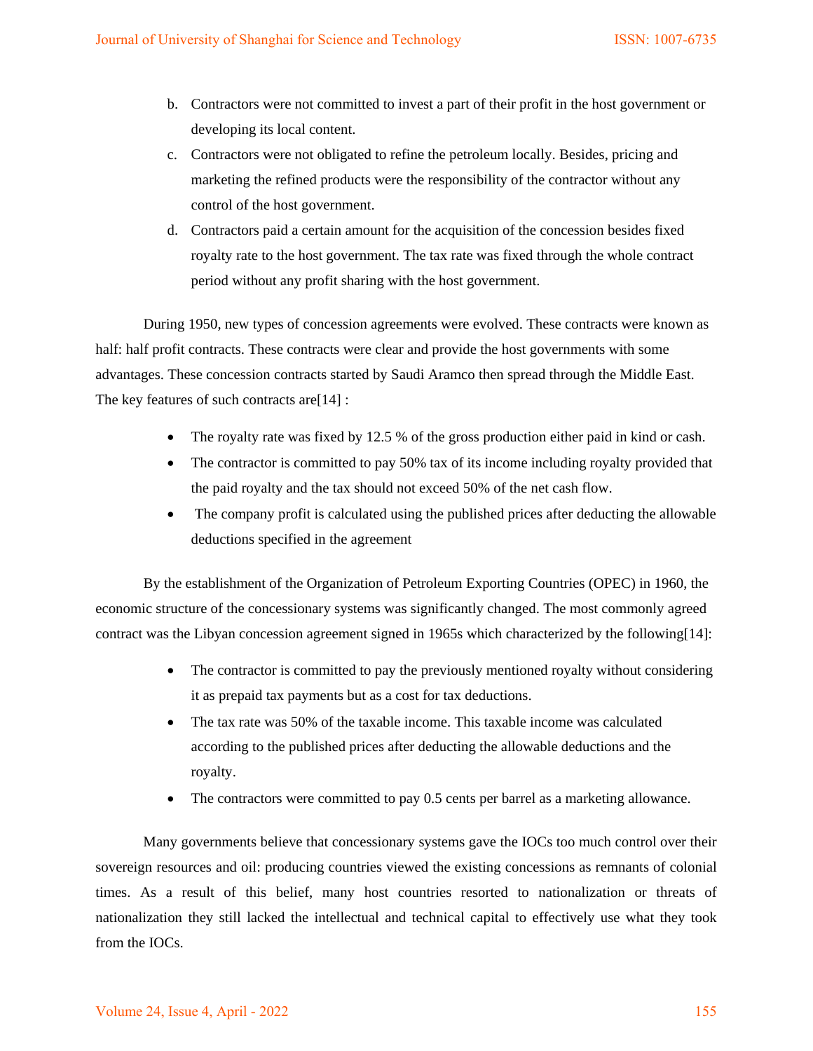b. Contractors were not committed to invest a part of their profit in the host government or developing its local content.
c. Contractors were not obligated to refine the petroleum locally. Besides, pricing and marketing the refined products were the responsibility of the contractor without any control of the host government.
d. Contractors paid a certain amount for the acquisition of the concession besides fixed royalty rate to the host government. The tax rate was fixed through the whole contract period without any profit sharing with the host government.

During 1950, new types of concession agreements were evolved. These contracts were known as half: half profit contracts. These contracts were clear and provide the host governments with some advantages. These concession contracts started by Saudi Aramco then spread through the Middle East. The key features of such contracts are[14] :

- The royalty rate was fixed by 12.5 % of the gross production either paid in kind or cash.
- The contractor is committed to pay 50% tax of its income including royalty provided that the paid royalty and the tax should not exceed 50% of the net cash flow.
- The company profit is calculated using the published prices after deducting the allowable deductions specified in the agreement

By the establishment of the Organization of Petroleum Exporting Countries (OPEC) in 1960, the economic structure of the concessionary systems was significantly changed. The most commonly agreed contract was the Libyan concession agreement signed in 1965s which characterized by the following[14]:

- The contractor is committed to pay the previously mentioned royalty without considering it as prepaid tax payments but as a cost for tax deductions.
- The tax rate was 50% of the taxable income. This taxable income was calculated according to the published prices after deducting the allowable deductions and the royalty.
- The contractors were committed to pay 0.5 cents per barrel as a marketing allowance.

Many governments believe that concessionary systems gave the IOCs too much control over their sovereign resources and oil: producing countries viewed the existing concessions as remnants of colonial times. As a result of this belief, many host countries resorted to nationalization or threats of nationalization they still lacked the intellectual and technical capital to effectively use what they took from the IOCs.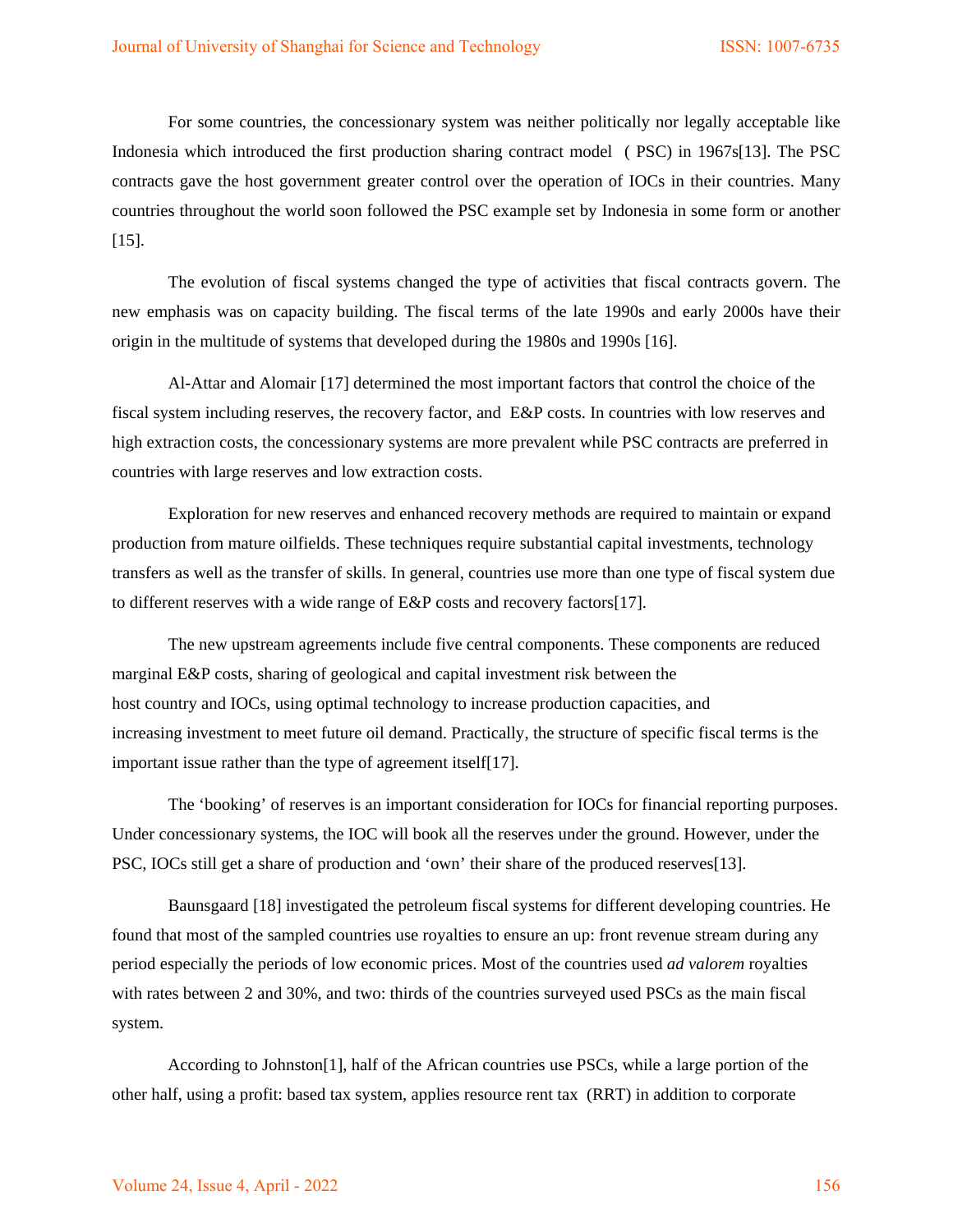For some countries, the concessionary system was neither politically nor legally acceptable like Indonesia which introduced the first production sharing contract model ( PSC) in 1967s[13]. The PSC contracts gave the host government greater control over the operation of IOCs in their countries. Many countries throughout the world soon followed the PSC example set by Indonesia in some form or another [15].

The evolution of fiscal systems changed the type of activities that fiscal contracts govern. The new emphasis was on capacity building. The fiscal terms of the late 1990s and early 2000s have their origin in the multitude of systems that developed during the 1980s and 1990s [16].

Al-Attar and Alomair [17] determined the most important factors that control the choice of the fiscal system including reserves, the recovery factor, and E&P costs. In countries with low reserves and high extraction costs, the concessionary systems are more prevalent while PSC contracts are preferred in countries with large reserves and low extraction costs.

Exploration for new reserves and enhanced recovery methods are required to maintain or expand production from mature oilfields. These techniques require substantial capital investments, technology transfers as well as the transfer of skills. In general, countries use more than one type of fiscal system due to different reserves with a wide range of E&P costs and recovery factors[17].

The new upstream agreements include five central components. These components are reduced marginal E&P costs, sharing of geological and capital investment risk between the host country and IOCs, using optimal technology to increase production capacities, and increasing investment to meet future oil demand. Practically, the structure of specific fiscal terms is the important issue rather than the type of agreement itself[17].

The 'booking' of reserves is an important consideration for IOCs for financial reporting purposes. Under concessionary systems, the IOC will book all the reserves under the ground. However, under the PSC, IOCs still get a share of production and 'own' their share of the produced reserves[13].

Baunsgaard [18] investigated the petroleum fiscal systems for different developing countries. He found that most of the sampled countries use royalties to ensure an up: front revenue stream during any period especially the periods of low economic prices. Most of the countries used *ad valorem* royalties with rates between 2 and 30%, and two: thirds of the countries surveyed used PSCs as the main fiscal system.

According to Johnston[1], half of the African countries use PSCs, while a large portion of the other half, using a profit: based tax system, applies resource rent tax (RRT) in addition to corporate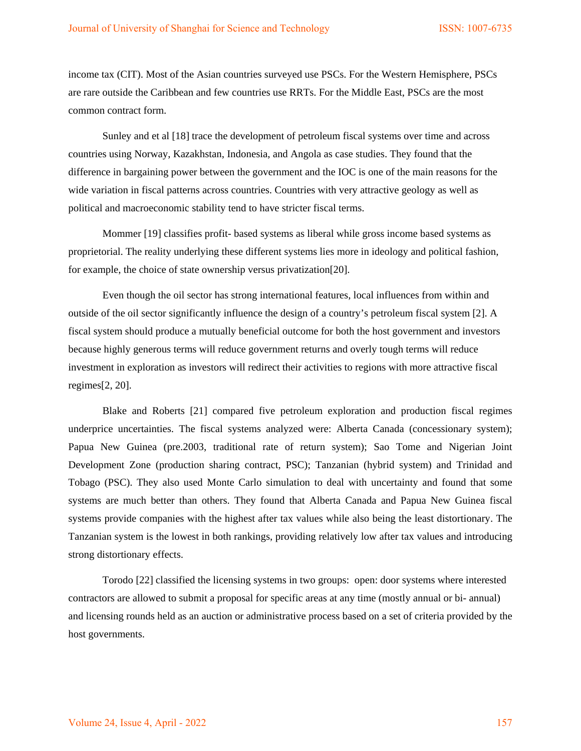income tax (CIT). Most of the Asian countries surveyed use PSCs. For the Western Hemisphere, PSCs are rare outside the Caribbean and few countries use RRTs. For the Middle East, PSCs are the most common contract form.

Sunley and et al [18] trace the development of petroleum fiscal systems over time and across countries using Norway, Kazakhstan, Indonesia, and Angola as case studies. They found that the difference in bargaining power between the government and the IOC is one of the main reasons for the wide variation in fiscal patterns across countries. Countries with very attractive geology as well as political and macroeconomic stability tend to have stricter fiscal terms.

Mommer [19] classifies profit- based systems as liberal while gross income based systems as proprietorial. The reality underlying these different systems lies more in ideology and political fashion, for example, the choice of state ownership versus privatization[20].

Even though the oil sector has strong international features, local influences from within and outside of the oil sector significantly influence the design of a country's petroleum fiscal system [2]. A fiscal system should produce a mutually beneficial outcome for both the host government and investors because highly generous terms will reduce government returns and overly tough terms will reduce investment in exploration as investors will redirect their activities to regions with more attractive fiscal regimes[2, 20].

Blake and Roberts [21] compared five petroleum exploration and production fiscal regimes underprice uncertainties. The fiscal systems analyzed were: Alberta Canada (concessionary system); Papua New Guinea (pre.2003, traditional rate of return system); Sao Tome and Nigerian Joint Development Zone (production sharing contract, PSC); Tanzanian (hybrid system) and Trinidad and Tobago (PSC). They also used Monte Carlo simulation to deal with uncertainty and found that some systems are much better than others. They found that Alberta Canada and Papua New Guinea fiscal systems provide companies with the highest after tax values while also being the least distortionary. The Tanzanian system is the lowest in both rankings, providing relatively low after tax values and introducing strong distortionary effects.

Torodo [22] classified the licensing systems in two groups: open: door systems where interested contractors are allowed to submit a proposal for specific areas at any time (mostly annual or bi- annual) and licensing rounds held as an auction or administrative process based on a set of criteria provided by the host governments.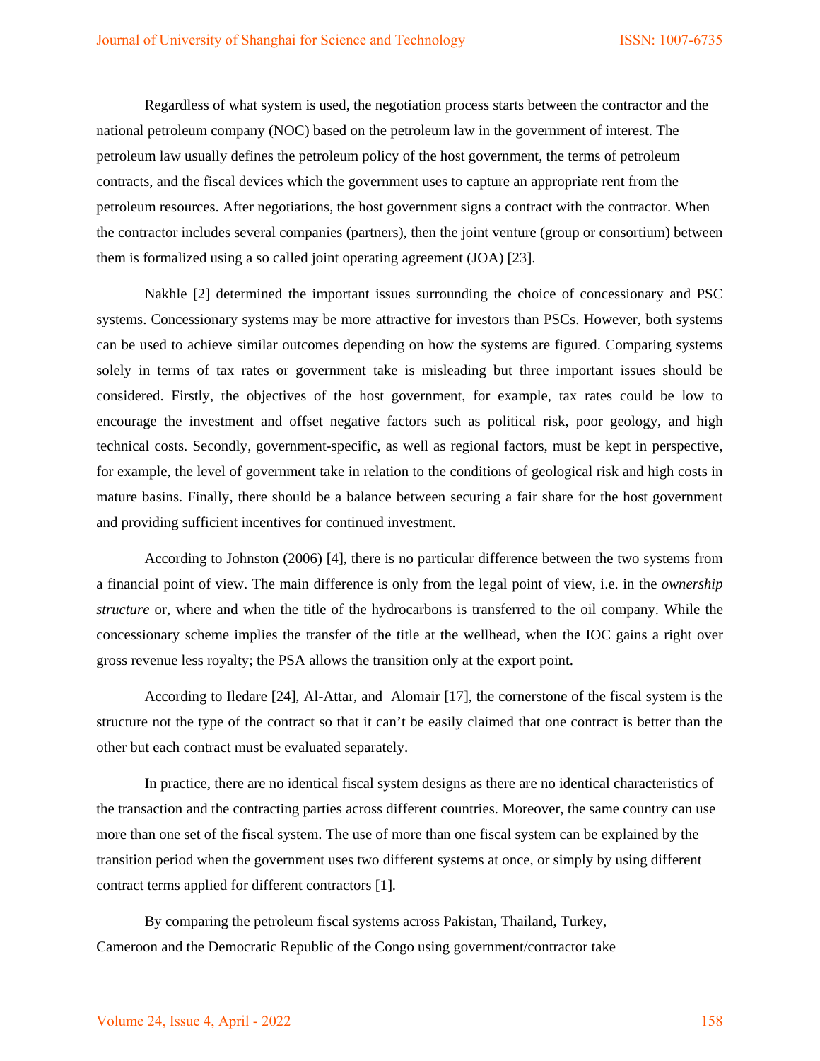Regardless of what system is used, the negotiation process starts between the contractor and the national petroleum company (NOC) based on the petroleum law in the government of interest. The petroleum law usually defines the petroleum policy of the host government, the terms of petroleum contracts, and the fiscal devices which the government uses to capture an appropriate rent from the petroleum resources. After negotiations, the host government signs a contract with the contractor. When the contractor includes several companies (partners), then the joint venture (group or consortium) between them is formalized using a so called joint operating agreement (JOA) [23].

Nakhle [2] determined the important issues surrounding the choice of concessionary and PSC systems. Concessionary systems may be more attractive for investors than PSCs. However, both systems can be used to achieve similar outcomes depending on how the systems are figured. Comparing systems solely in terms of tax rates or government take is misleading but three important issues should be considered. Firstly, the objectives of the host government, for example, tax rates could be low to encourage the investment and offset negative factors such as political risk, poor geology, and high technical costs. Secondly, government-specific, as well as regional factors, must be kept in perspective, for example, the level of government take in relation to the conditions of geological risk and high costs in mature basins. Finally, there should be a balance between securing a fair share for the host government and providing sufficient incentives for continued investment.

According to Johnston (2006) [4], there is no particular difference between the two systems from a financial point of view. The main difference is only from the legal point of view, i.e. in the *ownership structure* or, where and when the title of the hydrocarbons is transferred to the oil company. While the concessionary scheme implies the transfer of the title at the wellhead, when the IOC gains a right over gross revenue less royalty; the PSA allows the transition only at the export point.

According to Iledare [24], Al-Attar, and Alomair [17], the cornerstone of the fiscal system is the structure not the type of the contract so that it can't be easily claimed that one contract is better than the other but each contract must be evaluated separately.

In practice, there are no identical fiscal system designs as there are no identical characteristics of the transaction and the contracting parties across different countries. Moreover, the same country can use more than one set of the fiscal system. The use of more than one fiscal system can be explained by the transition period when the government uses two different systems at once, or simply by using different contract terms applied for different contractors [1].

By comparing the petroleum fiscal systems across Pakistan, Thailand, Turkey, Cameroon and the Democratic Republic of the Congo using government/contractor take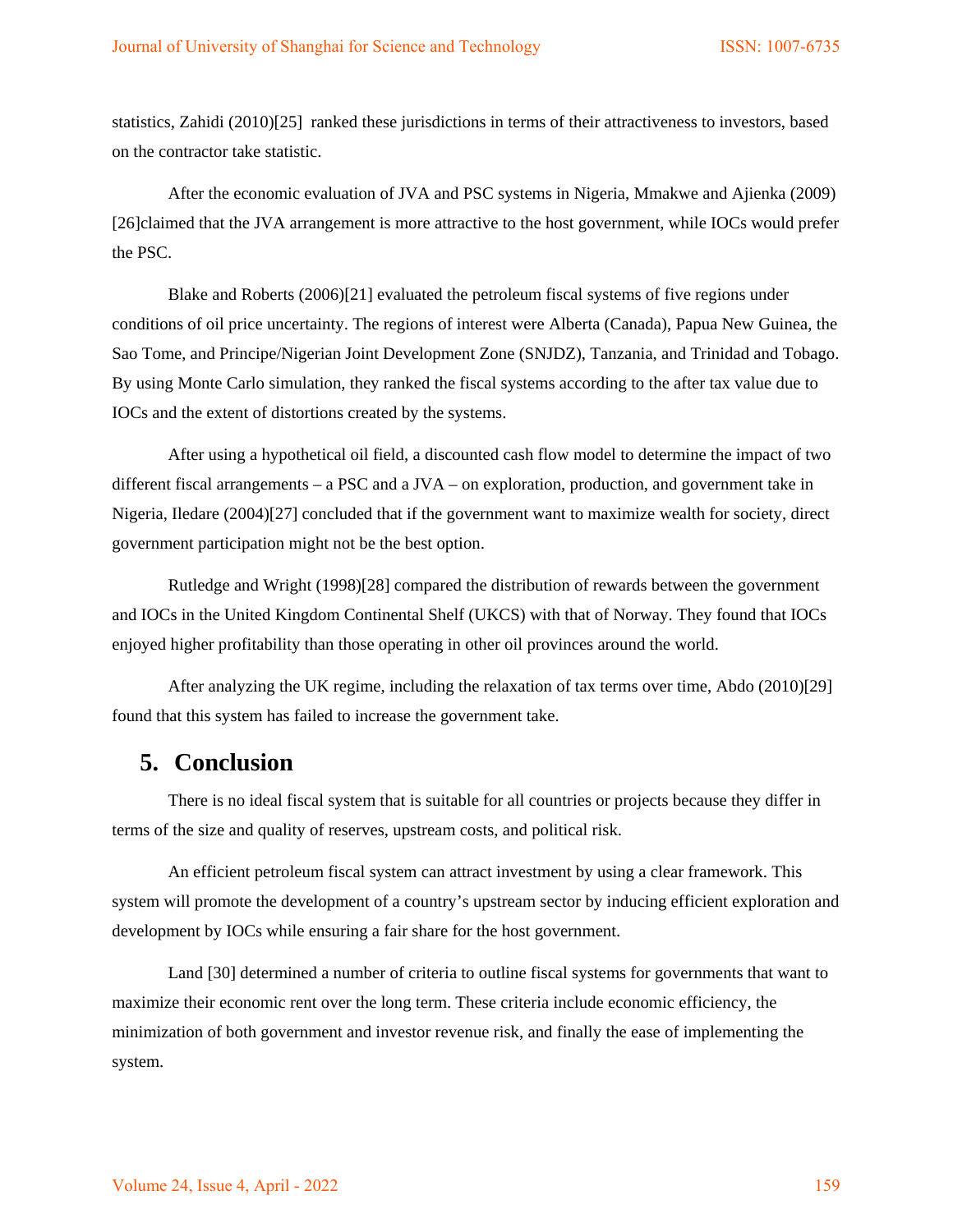statistics, Zahidi (2010)[25] ranked these jurisdictions in terms of their attractiveness to investors, based on the contractor take statistic.

After the economic evaluation of JVA and PSC systems in Nigeria, Mmakwe and Ajienka (2009) [26]claimed that the JVA arrangement is more attractive to the host government, while IOCs would prefer the PSC.

Blake and Roberts (2006)[21] evaluated the petroleum fiscal systems of five regions under conditions of oil price uncertainty. The regions of interest were Alberta (Canada), Papua New Guinea, the Sao Tome, and Principe/Nigerian Joint Development Zone (SNJDZ), Tanzania, and Trinidad and Tobago. By using Monte Carlo simulation, they ranked the fiscal systems according to the after tax value due to IOCs and the extent of distortions created by the systems.

After using a hypothetical oil field, a discounted cash flow model to determine the impact of two different fiscal arrangements – a PSC and a JVA – on exploration, production, and government take in Nigeria, Iledare (2004)[27] concluded that if the government want to maximize wealth for society, direct government participation might not be the best option.

Rutledge and Wright (1998)[28] compared the distribution of rewards between the government and IOCs in the United Kingdom Continental Shelf (UKCS) with that of Norway. They found that IOCs enjoyed higher profitability than those operating in other oil provinces around the world.

After analyzing the UK regime, including the relaxation of tax terms over time, Abdo (2010)[29] found that this system has failed to increase the government take.

## 5. Conclusion

There is no ideal fiscal system that is suitable for all countries or projects because they differ in terms of the size and quality of reserves, upstream costs, and political risk.

An efficient petroleum fiscal system can attract investment by using a clear framework. This system will promote the development of a country's upstream sector by inducing efficient exploration and development by IOCs while ensuring a fair share for the host government.

Land [30] determined a number of criteria to outline fiscal systems for governments that want to maximize their economic rent over the long term. These criteria include economic efficiency, the minimization of both government and investor revenue risk, and finally the ease of implementing the system.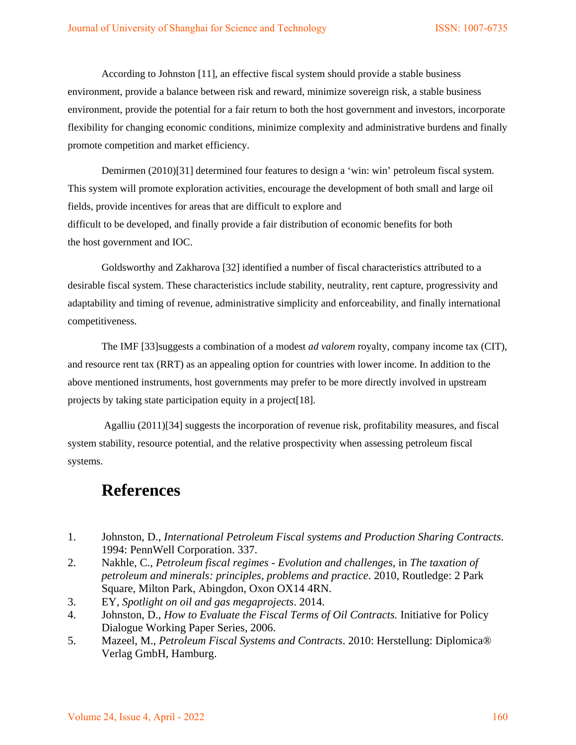According to Johnston [11], an effective fiscal system should provide a stable business environment, provide a balance between risk and reward, minimize sovereign risk, a stable business environment, provide the potential for a fair return to both the host government and investors, incorporate flexibility for changing economic conditions, minimize complexity and administrative burdens and finally promote competition and market efficiency.

Demirmen (2010)[31] determined four features to design a 'win: win' petroleum fiscal system. This system will promote exploration activities, encourage the development of both small and large oil fields, provide incentives for areas that are difficult to explore and difficult to be developed, and finally provide a fair distribution of economic benefits for both the host government and IOC.

Goldsworthy and Zakharova [32] identified a number of fiscal characteristics attributed to a desirable fiscal system. These characteristics include stability, neutrality, rent capture, progressivity and adaptability and timing of revenue, administrative simplicity and enforceability, and finally international competitiveness.

The IMF [33]suggests a combination of a modest *ad valorem* royalty, company income tax (CIT), and resource rent tax (RRT) as an appealing option for countries with lower income. In addition to the above mentioned instruments, host governments may prefer to be more directly involved in upstream projects by taking state participation equity in a project[18].

Agalliu (2011)[34] suggests the incorporation of revenue risk, profitability measures, and fiscal system stability, resource potential, and the relative prospectivity when assessing petroleum fiscal systems.

# References

1. Johnston, D., *International Petroleum Fiscal systems and Production Sharing Contracts*. 1994: PennWell Corporation. 337.
2. Nakhle, C., *Petroleum fiscal regimes - Evolution and challenges*, in *The taxation of petroleum and minerals: principles, problems and practice*. 2010, Routledge: 2 Park Square, Milton Park, Abingdon, Oxon OX14 4RN.
3. EY, *Spotlight on oil and gas megaprojects*. 2014.
4. Johnston, D., *How to Evaluate the Fiscal Terms of Oil Contracts.* Initiative for Policy Dialogue Working Paper Series, 2006.
5. Mazeel, M., *Petroleum Fiscal Systems and Contracts*. 2010: Herstellung: Diplomica® Verlag GmbH, Hamburg.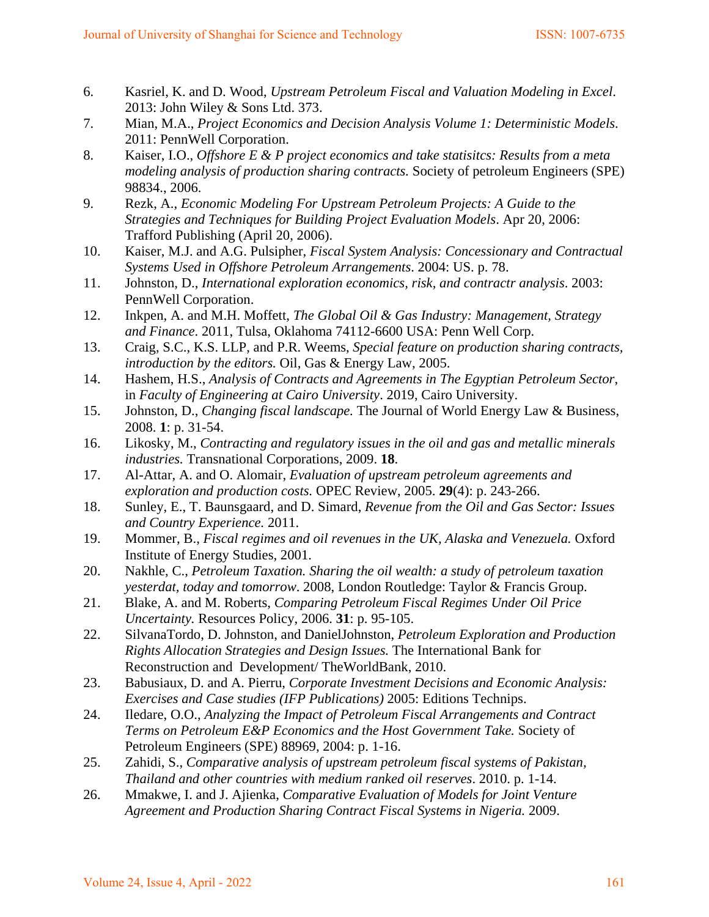6. Kasriel, K. and D. Wood, *Upstream Petroleum Fiscal and Valuation Modeling in Excel*. 2013: John Wiley & Sons Ltd. 373.
7. Mian, M.A., *Project Economics and Decision Analysis Volume 1: Deterministic Models*. 2011: PennWell Corporation.
8. Kaiser, I.O., *Offshore E & P project economics and take statisitcs: Results from a meta modeling analysis of production sharing contracts.* Society of petroleum Engineers (SPE) 98834., 2006.
9. Rezk, A., *Economic Modeling For Upstream Petroleum Projects: A Guide to the Strategies and Techniques for Building Project Evaluation Models*. Apr 20, 2006: Trafford Publishing (April 20, 2006).
10. Kaiser, M.J. and A.G. Pulsipher, *Fiscal System Analysis: Concessionary and Contractual Systems Used in Offshore Petroleum Arrangements*. 2004: US. p. 78.
11. Johnston, D., *International exploration economics, risk, and contractr analysis*. 2003: PennWell Corporation.
12. Inkpen, A. and M.H. Moffett, *The Global Oil & Gas Industry: Management, Strategy and Finance*. 2011, Tulsa, Oklahoma 74112-6600 USA: Penn Well Corp.
13. Craig, S.C., K.S. LLP, and P.R. Weems, *Special feature on production sharing contracts, introduction by the editors.* Oil, Gas & Energy Law, 2005.
14. Hashem, H.S., *Analysis of Contracts and Agreements in The Egyptian Petroleum Sector*, in *Faculty of Engineering at Cairo University*. 2019, Cairo University.
15. Johnston, D., *Changing fiscal landscape.* The Journal of World Energy Law & Business, 2008. **1**: p. 31-54.
16. Likosky, M., *Contracting and regulatory issues in the oil and gas and metallic minerals industries.* Transnational Corporations, 2009. **18**.
17. Al-Attar, A. and O. Alomair, *Evaluation of upstream petroleum agreements and exploration and production costs.* OPEC Review, 2005. **29**(4): p. 243-266.
18. Sunley, E., T. Baunsgaard, and D. Simard, *Revenue from the Oil and Gas Sector: Issues and Country Experience.* 2011.
19. Mommer, B., *Fiscal regimes and oil revenues in the UK, Alaska and Venezuela.* Oxford Institute of Energy Studies, 2001.
20. Nakhle, C., *Petroleum Taxation. Sharing the oil wealth: a study of petroleum taxation yesterdat, today and tomorrow*. 2008, London Routledge: Taylor & Francis Group.
21. Blake, A. and M. Roberts, *Comparing Petroleum Fiscal Regimes Under Oil Price Uncertainty.* Resources Policy, 2006. **31**: p. 95-105.
22. SilvanaTordo, D. Johnston, and DanielJohnston, *Petroleum Exploration and Production Rights Allocation Strategies and Design Issues.* The International Bank for Reconstruction and Development/ TheWorldBank, 2010.
23. Babusiaux, D. and A. Pierru, *Corporate Investment Decisions and Economic Analysis: Exercises and Case studies (IFP Publications)* 2005: Editions Technips.
24. Iledare, O.O., *Analyzing the Impact of Petroleum Fiscal Arrangements and Contract Terms on Petroleum E&P Economics and the Host Government Take.* Society of Petroleum Engineers (SPE) 88969, 2004: p. 1-16.
25. Zahidi, S., *Comparative analysis of upstream petroleum fiscal systems of Pakistan, Thailand and other countries with medium ranked oil reserves*. 2010. p. 1-14.
26. Mmakwe, I. and J. Ajienka, *Comparative Evaluation of Models for Joint Venture Agreement and Production Sharing Contract Fiscal Systems in Nigeria.* 2009.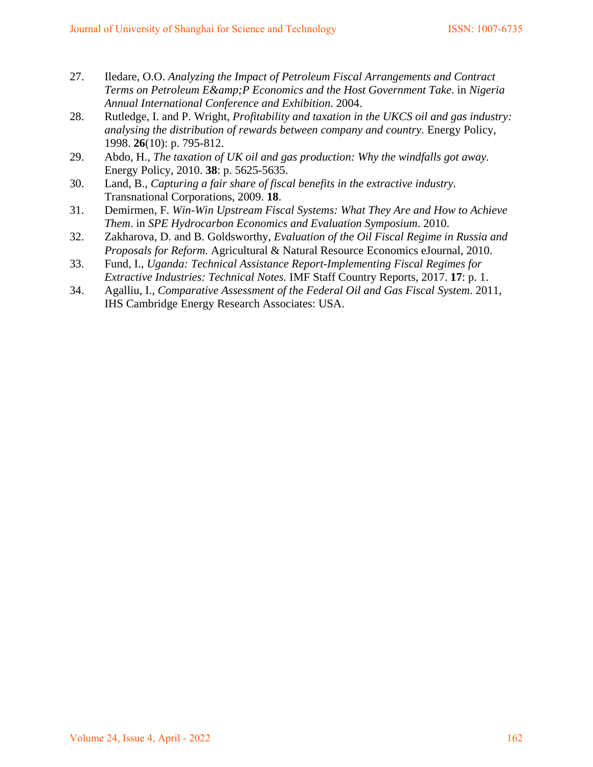27. Iledare, O.O. *Analyzing the Impact of Petroleum Fiscal Arrangements and Contract Terms on Petroleum E&amp;P Economics and the Host Government Take*. in *Nigeria Annual International Conference and Exhibition*. 2004.
28. Rutledge, I. and P. Wright, *Profitability and taxation in the UKCS oil and gas industry: analysing the distribution of rewards between company and country.* Energy Policy, 1998. **26**(10): p. 795-812.
29. Abdo, H., *The taxation of UK oil and gas production: Why the windfalls got away.* Energy Policy, 2010. **38**: p. 5625-5635.
30. Land, B., *Capturing a fair share of fiscal benefits in the extractive industry.* Transnational Corporations, 2009. **18**.
31. Demirmen, F. *Win-Win Upstream Fiscal Systems: What They Are and How to Achieve Them*. in *SPE Hydrocarbon Economics and Evaluation Symposium*. 2010.
32. Zakharova, D. and B. Goldsworthy, *Evaluation of the Oil Fiscal Regime in Russia and Proposals for Reform.* Agricultural & Natural Resource Economics eJournal, 2010.
33. Fund, I., *Uganda: Technical Assistance Report-Implementing Fiscal Regimes for Extractive Industries: Technical Notes.* IMF Staff Country Reports, 2017. **17**: p. 1.
34. Agalliu, I., *Comparative Assessment of the Federal Oil and Gas Fiscal System*. 2011, IHS Cambridge Energy Research Associates: USA.